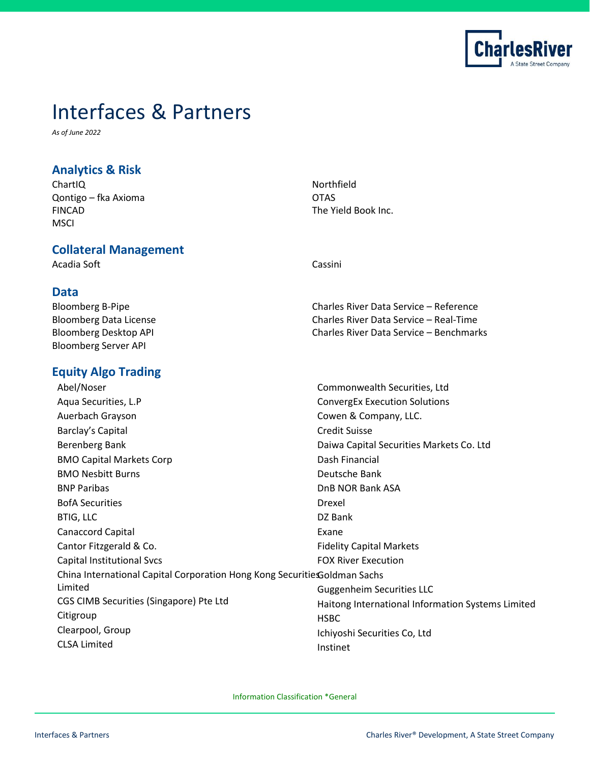# Interfaces & Partners

*As of June 2022*

## Analytics & Risk

ChartIQ
Qontigo – fka Axioma
FINCAD
MSCI
Northfield
OTAS
The Yield Book Inc.

## Collateral Management

Acadia Soft
Cassini

## Data

Bloomberg B-Pipe
Bloomberg Data License
Bloomberg Desktop API
Bloomberg Server API
Charles River Data Service – Reference
Charles River Data Service – Real-Time
Charles River Data Service – Benchmarks

## Equity Algo Trading

Abel/Noser
Aqua Securities, L.P
Auerbach Grayson
Barclay's Capital
Berenberg Bank
BMO Capital Markets Corp
BMO Nesbitt Burns
BNP Paribas
BofA Securities
BTIG, LLC
Canaccord Capital
Cantor Fitzgerald & Co.
Capital Institutional Svcs
China International Capital Corporation Hong Kong Securities Limited
CGS CIMB Securities (Singapore) Pte Ltd
Citigroup
Clearpool, Group
CLSA Limited
Commonwealth Securities, Ltd
ConvergEx Execution Solutions
Cowen & Company, LLC.
Credit Suisse
Daiwa Capital Securities Markets Co. Ltd
Dash Financial
Deutsche Bank
DnB NOR Bank ASA
Drexel
DZ Bank
Exane
Fidelity Capital Markets
FOX River Execution
Goldman Sachs
Guggenheim Securities LLC
Haitong International Information Systems Limited
HSBC
Ichiyoshi Securities Co, Ltd
Instinet

Information Classification *General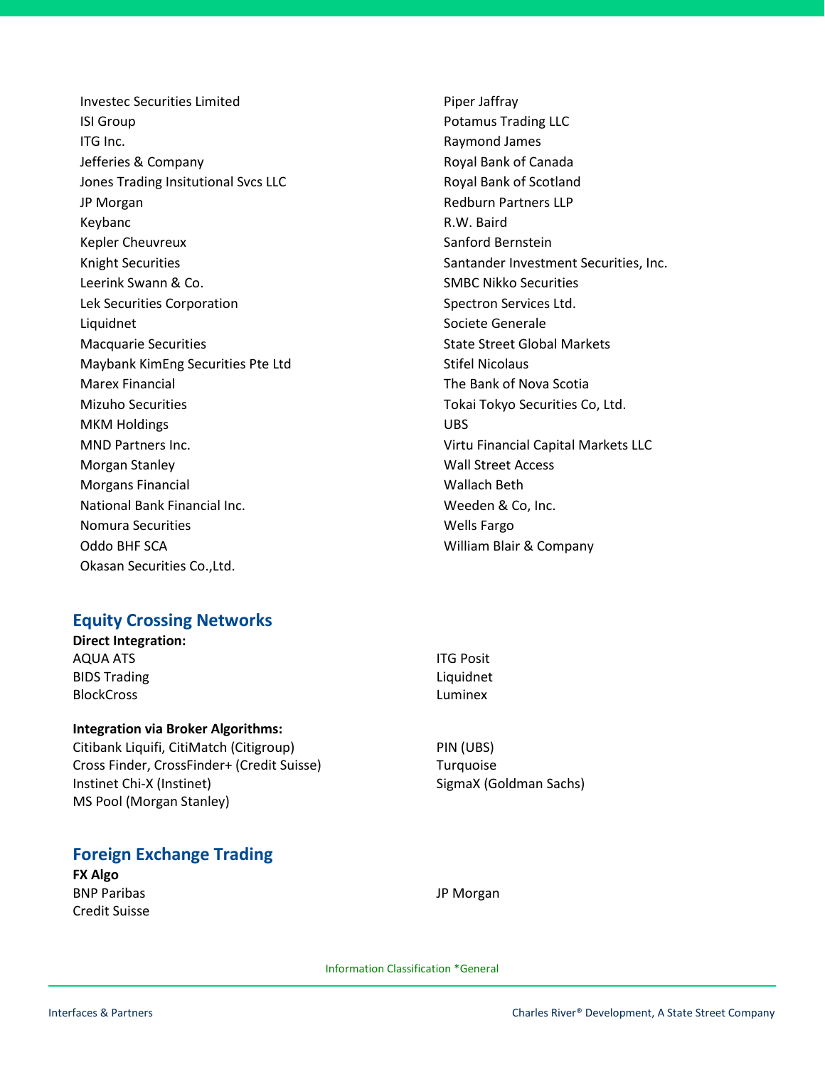Investec Securities Limited
ISI Group
ITG Inc.
Jefferies & Company
Jones Trading Insitutional Svcs LLC
JP Morgan
Keybanc
Kepler Cheuvreux
Knight Securities
Leerink Swann & Co.
Lek Securities Corporation
Liquidnet
Macquarie Securities
Maybank KimEng Securities Pte Ltd
Marex Financial
Mizuho Securities
MKM Holdings
MND Partners Inc.
Morgan Stanley
Morgans Financial
National Bank Financial Inc.
Nomura Securities
Oddo BHF SCA
Okasan Securities Co.,Ltd.
Piper Jaffray
Potamus Trading LLC
Raymond James
Royal Bank of Canada
Royal Bank of Scotland
Redburn Partners LLP
R.W. Baird
Sanford Bernstein
Santander Investment Securities, Inc.
SMBC Nikko Securities
Spectron Services Ltd.
Societe Generale
State Street Global Markets
Stifel Nicolaus
The Bank of Nova Scotia
Tokai Tokyo Securities Co, Ltd.
UBS
Virtu Financial Capital Markets LLC
Wall Street Access
Wallach Beth
Weeden & Co, Inc.
Wells Fargo
William Blair & Company

## Equity Crossing Networks

**Direct Integration:**

AQUA ATS
BIDS Trading
BlockCross
ITG Posit
Liquidnet
Luminex

**Integration via Broker Algorithms:**

Citibank Liquifi, CitiMatch (Citigroup)
Cross Finder, CrossFinder+ (Credit Suisse)
Instinet Chi-X (Instinet)
MS Pool (Morgan Stanley)
PIN (UBS)
Turquoise
SigmaX (Goldman Sachs)

## Foreign Exchange Trading

**FX Algo**

BNP Paribas
Credit Suisse
JP Morgan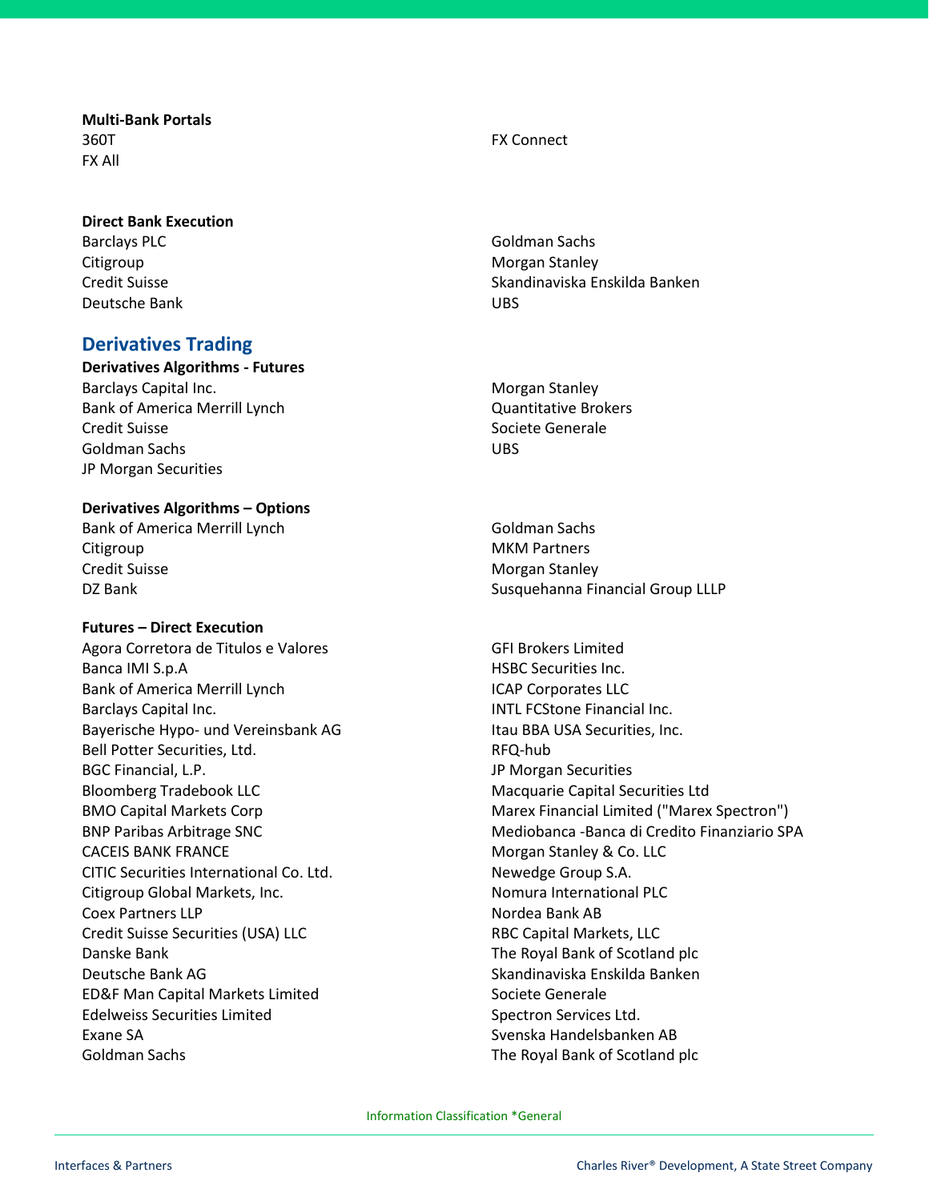**Multi-Bank Portals**

360T
FX All
FX Connect

**Direct Bank Execution**

Barclays PLC
Citigroup
Credit Suisse
Deutsche Bank
Goldman Sachs
Morgan Stanley
Skandinaviska Enskilda Banken
UBS

## Derivatives Trading

**Derivatives Algorithms - Futures**

Barclays Capital Inc.
Bank of America Merrill Lynch
Credit Suisse
Goldman Sachs
JP Morgan Securities
Morgan Stanley
Quantitative Brokers
Societe Generale
UBS

**Derivatives Algorithms – Options**

Bank of America Merrill Lynch
Citigroup
Credit Suisse
DZ Bank
Goldman Sachs
MKM Partners
Morgan Stanley
Susquehanna Financial Group LLLP

**Futures – Direct Execution**

Agora Corretora de Titulos e Valores
Banca IMI S.p.A
Bank of America Merrill Lynch
Barclays Capital Inc.
Bayerische Hypo- und Vereinsbank AG
Bell Potter Securities, Ltd.
BGC Financial, L.P.
Bloomberg Tradebook LLC
BMO Capital Markets Corp
BNP Paribas Arbitrage SNC
CACEIS BANK FRANCE
CITIC Securities International Co. Ltd.
Citigroup Global Markets, Inc.
Coex Partners LLP
Credit Suisse Securities (USA) LLC
Danske Bank
Deutsche Bank AG
ED&F Man Capital Markets Limited
Edelweiss Securities Limited
Exane SA
Goldman Sachs
GFI Brokers Limited
HSBC Securities Inc.
ICAP Corporates LLC
INTL FCStone Financial Inc.
Itau BBA USA Securities, Inc.
RFQ-hub
JP Morgan Securities
Macquarie Capital Securities Ltd
Marex Financial Limited ("Marex Spectron")
Mediobanca -Banca di Credito Finanziario SPA
Morgan Stanley & Co. LLC
Newedge Group S.A.
Nomura International PLC
Nordea Bank AB
RBC Capital Markets, LLC
The Royal Bank of Scotland plc
Skandinaviska Enskilda Banken
Societe Generale
Spectron Services Ltd.
Svenska Handelsbanken AB
The Royal Bank of Scotland plc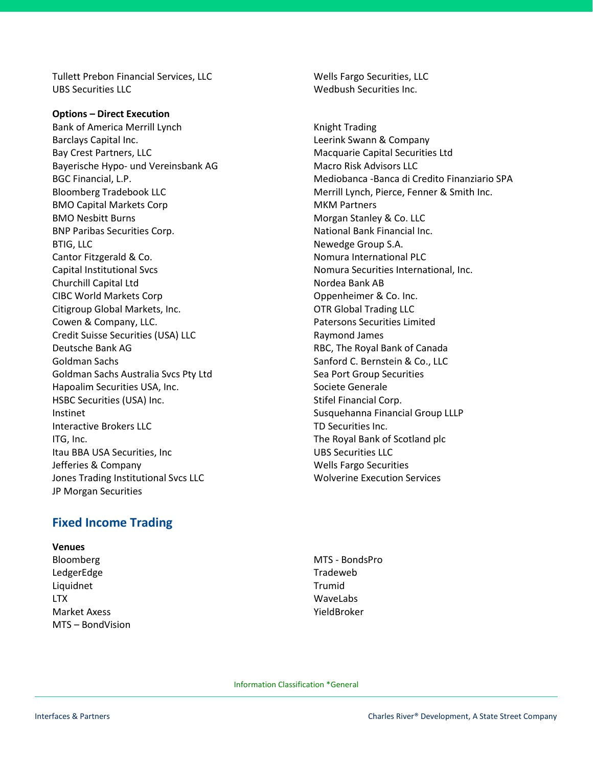Tullett Prebon Financial Services, LLC
UBS Securities LLC
Wells Fargo Securities, LLC
Wedbush Securities Inc.

**Options – Direct Execution**

Bank of America Merrill Lynch
Barclays Capital Inc.
Bay Crest Partners, LLC
Bayerische Hypo- und Vereinsbank AG
BGC Financial, L.P.
Bloomberg Tradebook LLC
BMO Capital Markets Corp
BMO Nesbitt Burns
BNP Paribas Securities Corp.
BTIG, LLC
Cantor Fitzgerald & Co.
Capital Institutional Svcs
Churchill Capital Ltd
CIBC World Markets Corp
Citigroup Global Markets, Inc.
Cowen & Company, LLC.
Credit Suisse Securities (USA) LLC
Deutsche Bank AG
Goldman Sachs
Goldman Sachs Australia Svcs Pty Ltd
Hapoalim Securities USA, Inc.
HSBC Securities (USA) Inc.
Instinet
Interactive Brokers LLC
ITG, Inc.
Itau BBA USA Securities, Inc
Jefferies & Company
Jones Trading Institutional Svcs LLC
JP Morgan Securities
Knight Trading
Leerink Swann & Company
Macquarie Capital Securities Ltd
Macro Risk Advisors LLC
Mediobanca -Banca di Credito Finanziario SPA
Merrill Lynch, Pierce, Fenner & Smith Inc.
MKM Partners
Morgan Stanley & Co. LLC
National Bank Financial Inc.
Newedge Group S.A.
Nomura International PLC
Nomura Securities International, Inc.
Nordea Bank AB
Oppenheimer & Co. Inc.
OTR Global Trading LLC
Patersons Securities Limited
Raymond James
RBC, The Royal Bank of Canada
Sanford C. Bernstein & Co., LLC
Sea Port Group Securities
Societe Generale
Stifel Financial Corp.
Susquehanna Financial Group LLLP
TD Securities Inc.
The Royal Bank of Scotland plc
UBS Securities LLC
Wells Fargo Securities
Wolverine Execution Services

## Fixed Income Trading

**Venues**

Bloomberg
LedgerEdge
Liquidnet
LTX
Market Axess
MTS – BondVision
MTS - BondsPro
Tradeweb
Trumid
WaveLabs
YieldBroker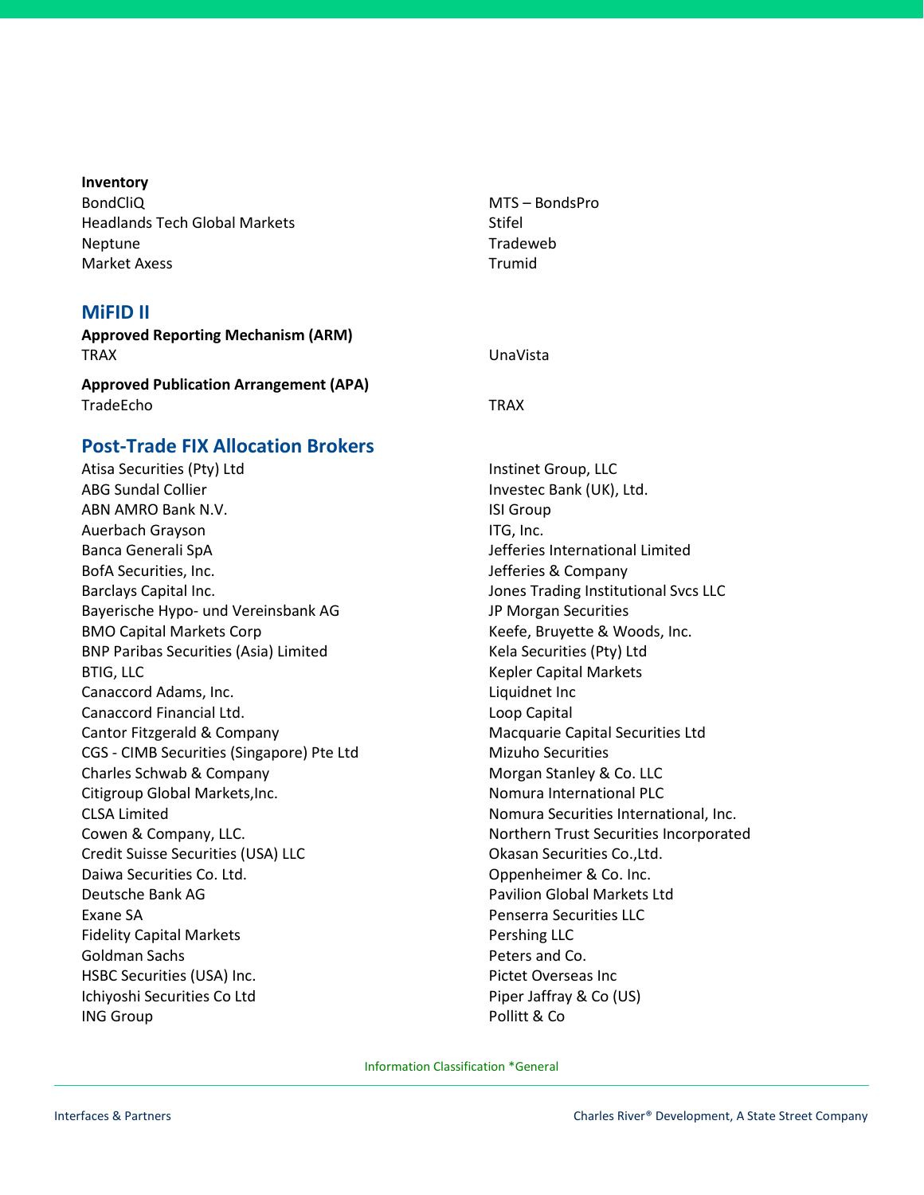**Inventory**

BondCliQ
Headlands Tech Global Markets
Neptune
Market Axess
MTS – BondsPro
Stifel
Tradeweb
Trumid

## MiFID II

**Approved Reporting Mechanism (ARM)**

TRAX
UnaVista

**Approved Publication Arrangement (APA)**

TradeEcho
TRAX

## Post-Trade FIX Allocation Brokers

Atisa Securities (Pty) Ltd
ABG Sundal Collier
ABN AMRO Bank N.V.
Auerbach Grayson
Banca Generali SpA
BofA Securities, Inc.
Barclays Capital Inc.
Bayerische Hypo- und Vereinsbank AG
BMO Capital Markets Corp
BNP Paribas Securities (Asia) Limited
BTIG, LLC
Canaccord Adams, Inc.
Canaccord Financial Ltd.
Cantor Fitzgerald & Company
CGS - CIMB Securities (Singapore) Pte Ltd
Charles Schwab & Company
Citigroup Global Markets,Inc.
CLSA Limited
Cowen & Company, LLC.
Credit Suisse Securities (USA) LLC
Daiwa Securities Co. Ltd.
Deutsche Bank AG
Exane SA
Fidelity Capital Markets
Goldman Sachs
HSBC Securities (USA) Inc.
Ichiyoshi Securities Co Ltd
ING Group
Instinet Group, LLC
Investec Bank (UK), Ltd.
ISI Group
ITG, Inc.
Jefferies International Limited
Jefferies & Company
Jones Trading Institutional Svcs LLC
JP Morgan Securities
Keefe, Bruyette & Woods, Inc.
Kela Securities (Pty) Ltd
Kepler Capital Markets
Liquidnet Inc
Loop Capital
Macquarie Capital Securities Ltd
Mizuho Securities
Morgan Stanley & Co. LLC
Nomura International PLC
Nomura Securities International, Inc.
Northern Trust Securities Incorporated
Okasan Securities Co.,Ltd.
Oppenheimer & Co. Inc.
Pavilion Global Markets Ltd
Penserra Securities LLC
Pershing LLC
Peters and Co.
Pictet Overseas Inc
Piper Jaffray & Co (US)
Pollitt & Co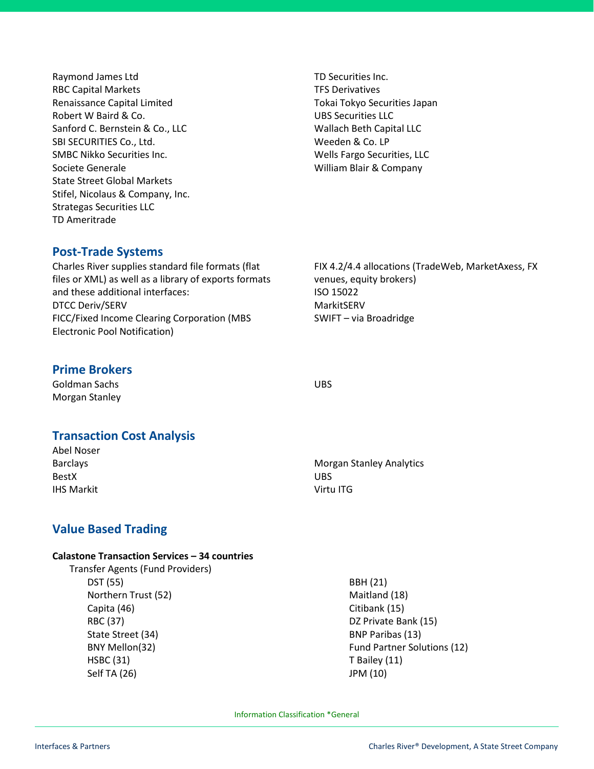- Raymond James Ltd
- RBC Capital Markets
- Renaissance Capital Limited
- Robert W Baird & Co.
- Sanford C. Bernstein & Co., LLC
- SBI SECURITIES Co., Ltd.
- SMBC Nikko Securities Inc.
- Societe Generale
- State Street Global Markets
- Stifel, Nicolaus & Company, Inc.
- Strategas Securities LLC
- TD Ameritrade
- TD Securities Inc.
- TFS Derivatives
- Tokai Tokyo Securities Japan
- UBS Securities LLC
- Wallach Beth Capital LLC
- Weeden & Co. LP
- Wells Fargo Securities, LLC
- William Blair & Company

## Post-Trade Systems

Charles River supplies standard file formats (flat files or XML) as well as a library of exports formats and these additional interfaces:

- DTCC Deriv/SERV
- FICC/Fixed Income Clearing Corporation (MBS Electronic Pool Notification)
- FIX 4.2/4.4 allocations (TradeWeb, MarketAxess, FX venues, equity brokers)
- ISO 15022
- MarkitSERV
- SWIFT – via Broadridge

## Prime Brokers

- Goldman Sachs
- Morgan Stanley
- UBS

## Transaction Cost Analysis

- Abel Noser
- Barclays
- BestX
- IHS Markit
- Morgan Stanley Analytics
- UBS
- Virtu ITG

## Value Based Trading

**Calastone Transaction Services – 34 countries**

- Transfer Agents (Fund Providers)
  - DST (55)
  - Northern Trust (52)
  - Capita (46)
  - RBC (37)
  - State Street (34)
  - BNY Mellon(32)
  - HSBC (31)
  - Self TA (26)
  - BBH (21)
  - Maitland (18)
  - Citibank (15)
  - DZ Private Bank (15)
  - BNP Paribas (13)
  - Fund Partner Solutions (12)
  - T Bailey (11)
  - JPM (10)

Information Classification *General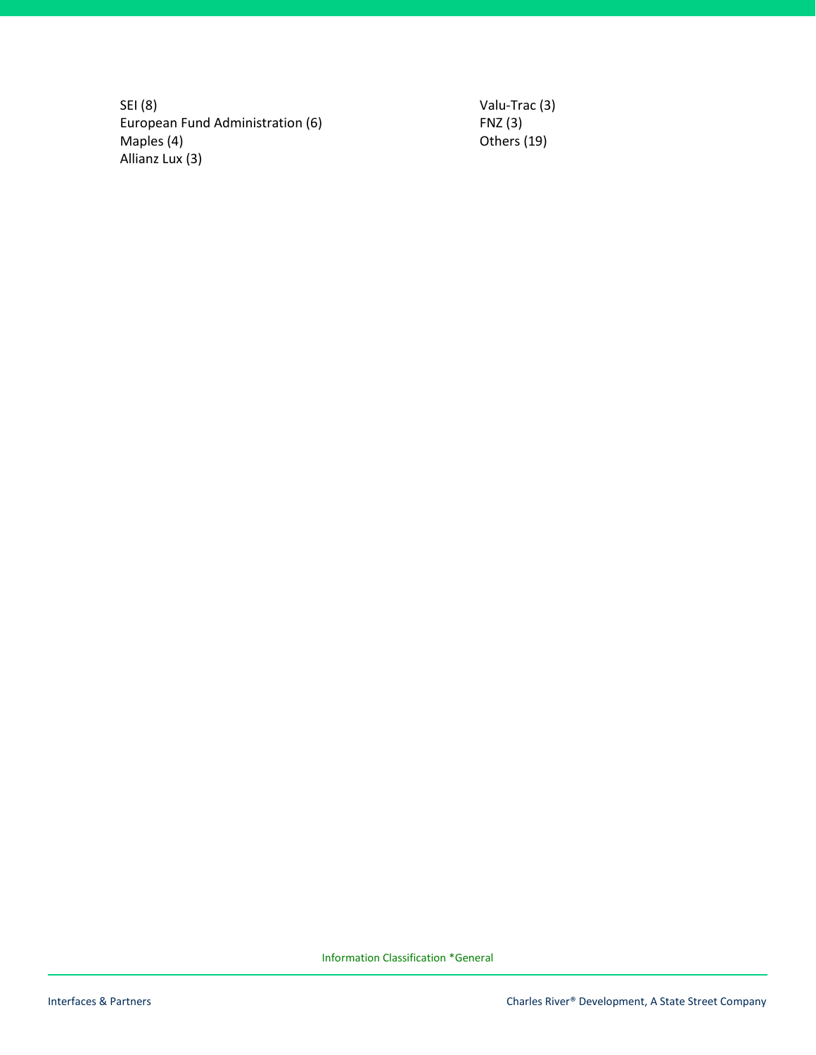SEI (8)
European Fund Administration (6)
Maples (4)
Allianz Lux (3)
Valu-Trac (3)
FNZ (3)
Others (19)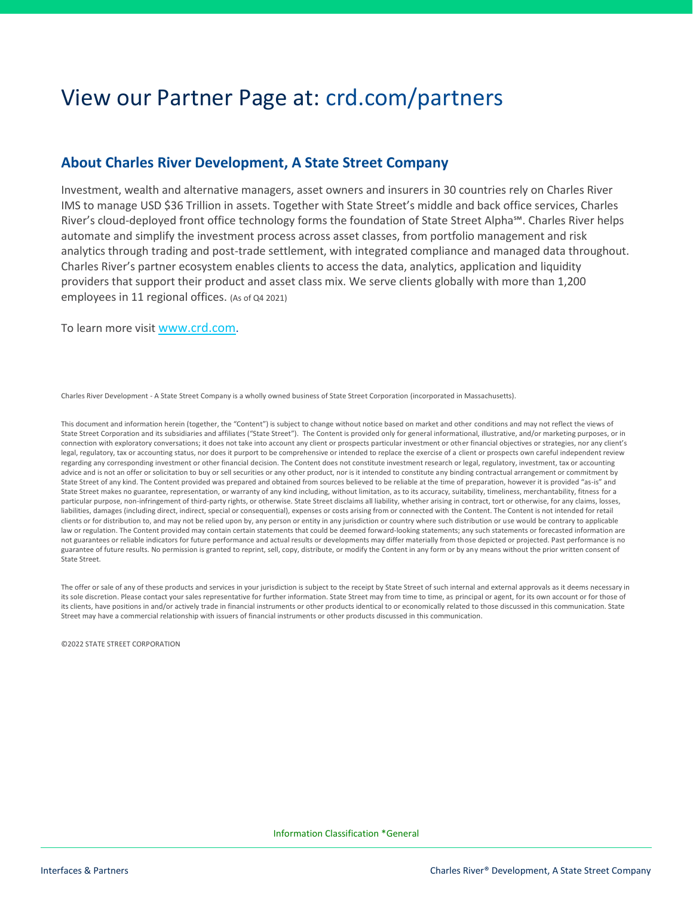# View our Partner Page at: crd.com/partners

## About Charles River Development, A State Street Company

Investment, wealth and alternative managers, asset owners and insurers in 30 countries rely on Charles River IMS to manage USD $36 Trillion in assets. Together with State Street's middle and back office services, Charles River's cloud-deployed front office technology forms the foundation of State Street Alpha℠. Charles River helps automate and simplify the investment process across asset classes, from portfolio management and risk analytics through trading and post-trade settlement, with integrated compliance and managed data throughout. Charles River's partner ecosystem enables clients to access the data, analytics, application and liquidity providers that support their product and asset class mix. We serve clients globally with more than 1,200 employees in 11 regional offices. (As of Q4 2021)

To learn more visit [www.crd.com](http://www.crd.com).

Charles River Development - A State Street Company is a wholly owned business of State Street Corporation (incorporated in Massachusetts).

This document and information herein (together, the "Content") is subject to change without notice based on market and other conditions and may not reflect the views of State Street Corporation and its subsidiaries and affiliates ("State Street"). The Content is provided only for general informational, illustrative, and/or marketing purposes, or in connection with exploratory conversations; it does not take into account any client or prospects particular investment or other financial objectives or strategies, nor any client's legal, regulatory, tax or accounting status, nor does it purport to be comprehensive or intended to replace the exercise of a client or prospects own careful independent review regarding any corresponding investment or other financial decision. The Content does not constitute investment research or legal, regulatory, investment, tax or accounting advice and is not an offer or solicitation to buy or sell securities or any other product, nor is it intended to constitute any binding contractual arrangement or commitment by State Street of any kind. The Content provided was prepared and obtained from sources believed to be reliable at the time of preparation, however it is provided "as-is" and State Street makes no guarantee, representation, or warranty of any kind including, without limitation, as to its accuracy, suitability, timeliness, merchantability, fitness for a particular purpose, non-infringement of third-party rights, or otherwise. State Street disclaims all liability, whether arising in contract, tort or otherwise, for any claims, losses, liabilities, damages (including direct, indirect, special or consequential), expenses or costs arising from or connected with the Content. The Content is not intended for retail clients or for distribution to, and may not be relied upon by, any person or entity in any jurisdiction or country where such distribution or use would be contrary to applicable law or regulation. The Content provided may contain certain statements that could be deemed forward-looking statements; any such statements or forecasted information are not guarantees or reliable indicators for future performance and actual results or developments may differ materially from those depicted or projected. Past performance is no guarantee of future results. No permission is granted to reprint, sell, copy, distribute, or modify the Content in any form or by any means without the prior written consent of State Street.

The offer or sale of any of these products and services in your jurisdiction is subject to the receipt by State Street of such internal and external approvals as it deems necessary in its sole discretion. Please contact your sales representative for further information. State Street may from time to time, as principal or agent, for its own account or for those of its clients, have positions in and/or actively trade in financial instruments or other products identical to or economically related to those discussed in this communication. State Street may have a commercial relationship with issuers of financial instruments or other products discussed in this communication.

©2022 STATE STREET CORPORATION

Information Classification *General